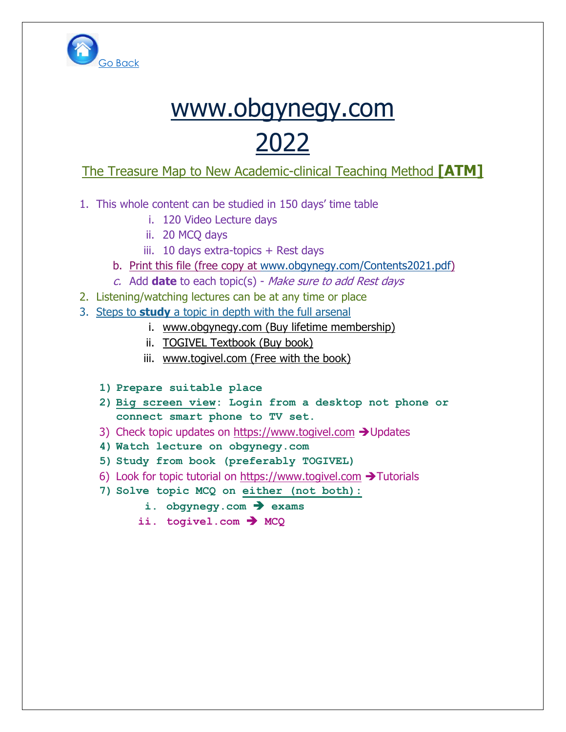Go Back

# www.obgynegy.com
# 2022

## The Treasure Map to New Academic-clinical Teaching Method **[ATM]**

1. This whole content can be studied in 150 days' time table
   i. 120 Video Lecture days
   ii. 20 MCQ days
   iii. 10 days extra-topics + Rest days

   b. Print this file (free copy at www.obgynegy.com/Contents2021.pdf)

   *c.* Add **date** to each topic(s) - *Make sure to add Rest days*
2. Listening/watching lectures can be at any time or place
3. Steps to **study** a topic in depth with the full arsenal
   i. www.obgynegy.com (Buy lifetime membership)
   ii. TOGIVEL Textbook (Buy book)
   iii. www.togivel.com (Free with the book)

1) **Prepare suitable place**
2) **Big screen view: Login from a desktop not phone or connect smart phone to TV set.**
3) Check topic updates on https://www.togivel.com ➔Updates
4) **Watch lecture on obgynegy.com**
5) **Study from book (preferably TOGIVEL)**
6) Look for topic tutorial on https://www.togivel.com ➔Tutorials
7) **Solve topic MCQ on either (not both):**
   i. **obgynegy.com ➔ exams**
   ii. **togivel.com ➔ MCQ**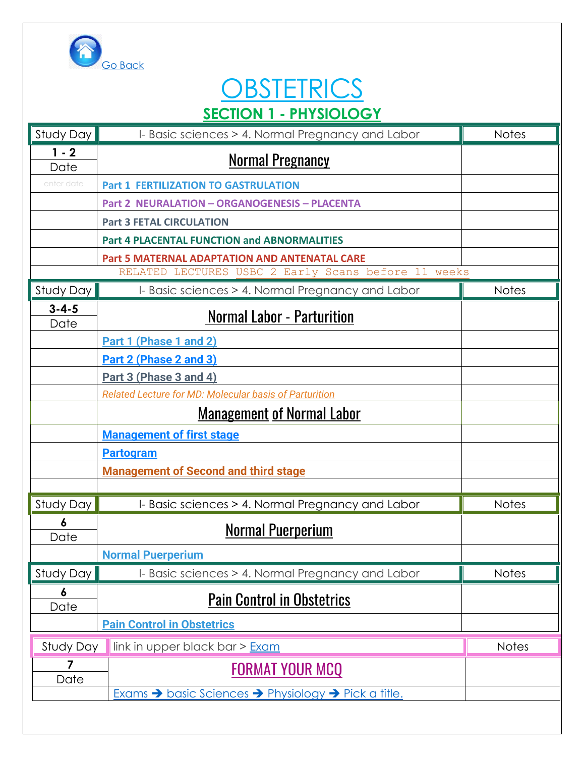Go Back

# OBSTETRICS

## SECTION 1 - PHYSIOLOGY

| Study Day | I- Basic sciences > 4. Normal Pregnancy and Labor | Notes |
|---|---|---|
| 1 - 2<br>Date | **Normal Pregnancy** | |
| enter date | **Part 1 FERTILIZATION TO GASTRULATION** | |
| | **Part 2 NEURALATION – ORGANOGENESIS – PLACENTA** | |
| | **Part 3 FETAL CIRCULATION** | |
| | **Part 4 PLACENTAL FUNCTION and ABNORMALITIES** | |
| | **Part 5 MATERNAL ADAPTATION AND ANTENATAL CARE** | |
| | RELATED LECTURES USBC 2 Early Scans before 11 weeks | |

| Study Day | I- Basic sciences > 4. Normal Pregnancy and Labor | Notes |
|---|---|---|
| 3-4-5<br>Date | **Normal Labor - Parturition** | |
| | **Part 1 (Phase 1 and 2)** | |
| | **Part 2 (Phase 2 and 3)** | |
| | **Part 3 (Phase 3 and 4)** | |
| | *Related Lecture for MD: Molecular basis of Parturition* | |
| | **Management of Normal Labor** | |
| | **Management of first stage** | |
| | **Partogram** | |
| | **Management of Second and third stage** | |
| | | |

| Study Day | I- Basic sciences > 4. Normal Pregnancy and Labor | Notes |
|---|---|---|
| 6<br>Date | **Normal Puerperium** | |
| | **Normal Puerperium** | |

| Study Day | I- Basic sciences > 4. Normal Pregnancy and Labor | Notes |
|---|---|---|
| 6<br>Date | **Pain Control in Obstetrics** | |
| | **Pain Control in Obstetrics** | |

| Study Day | link in upper black bar > Exam | Notes |
|---|---|---|
| 7<br>Date | FORMAT YOUR MCQ | |
| | Exams ➔ basic Sciences ➔ Physiology ➔ Pick a title. | |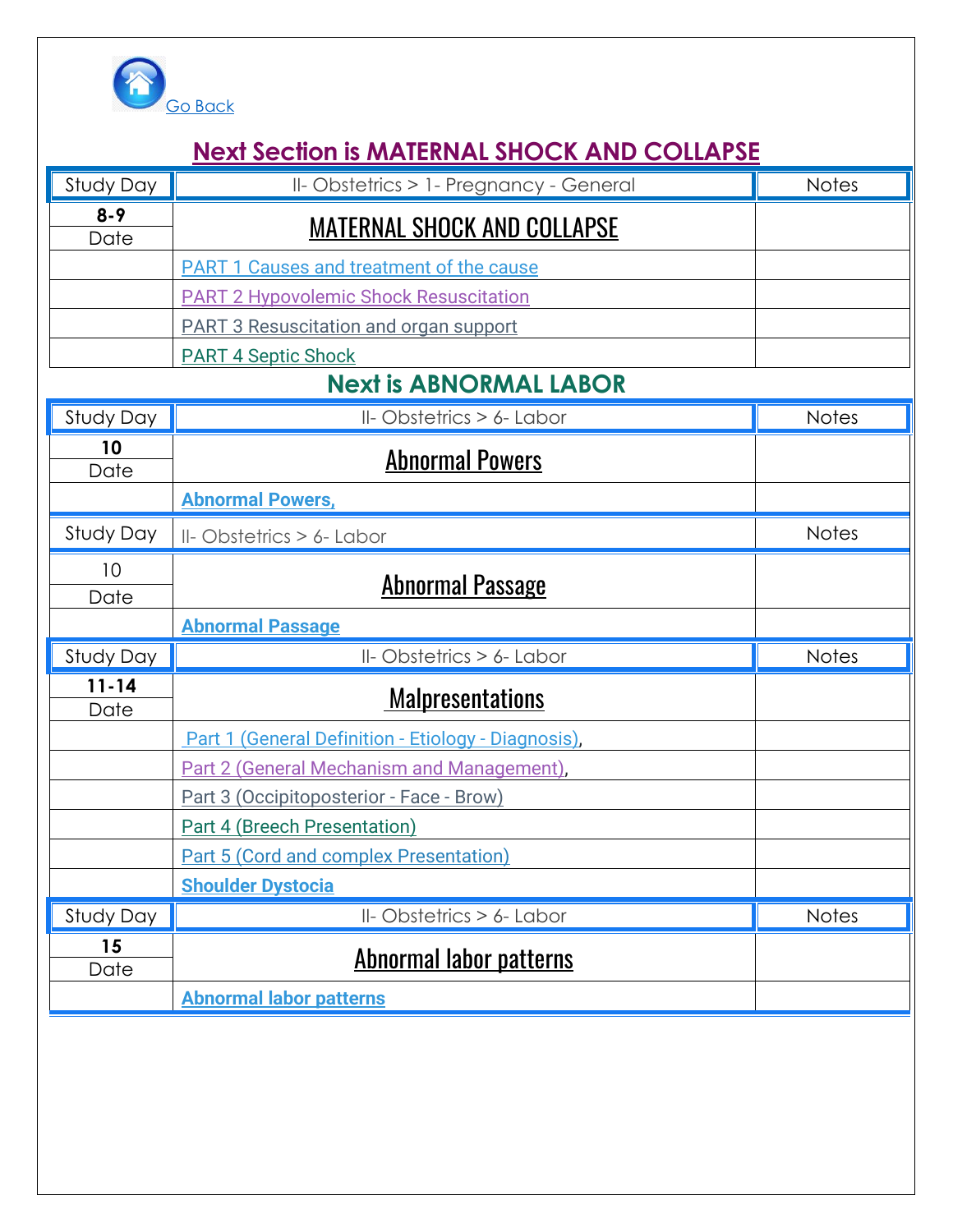Go Back

## Next Section is MATERNAL SHOCK AND COLLAPSE

| Study Day | II- Obstetrics > 1- Pregnancy - General | Notes |
|---|---|---|
| 8-9<br>Date | MATERNAL SHOCK AND COLLAPSE | |
| | PART 1 Causes and treatment of the cause | |
| | PART 2 Hypovolemic Shock Resuscitation | |
| | PART 3 Resuscitation and organ support | |
| | PART 4 Septic Shock | |

## Next is ABNORMAL LABOR

| Study Day | II- Obstetrics > 6- Labor | Notes |
|---|---|---|
| 10<br>Date | Abnormal Powers | |
| | **Abnormal Powers,** | |

| Study Day | II- Obstetrics > 6- Labor | Notes |
|---|---|---|
| 10<br>Date | Abnormal Passage | |
| | **Abnormal Passage** | |

| Study Day | II- Obstetrics > 6- Labor | Notes |
|---|---|---|
| 11-14<br>Date | Malpresentations | |
| | Part 1 (General Definition - Etiology - Diagnosis), | |
| | Part 2 (General Mechanism and Management), | |
| | Part 3 (Occipitoposterior - Face - Brow) | |
| | Part 4 (Breech Presentation) | |
| | Part 5 (Cord and complex Presentation) | |
| | **Shoulder Dystocia** | |

| Study Day | II- Obstetrics > 6- Labor | Notes |
|---|---|---|
| 15<br>Date | Abnormal labor patterns | |
| | **Abnormal labor patterns** | |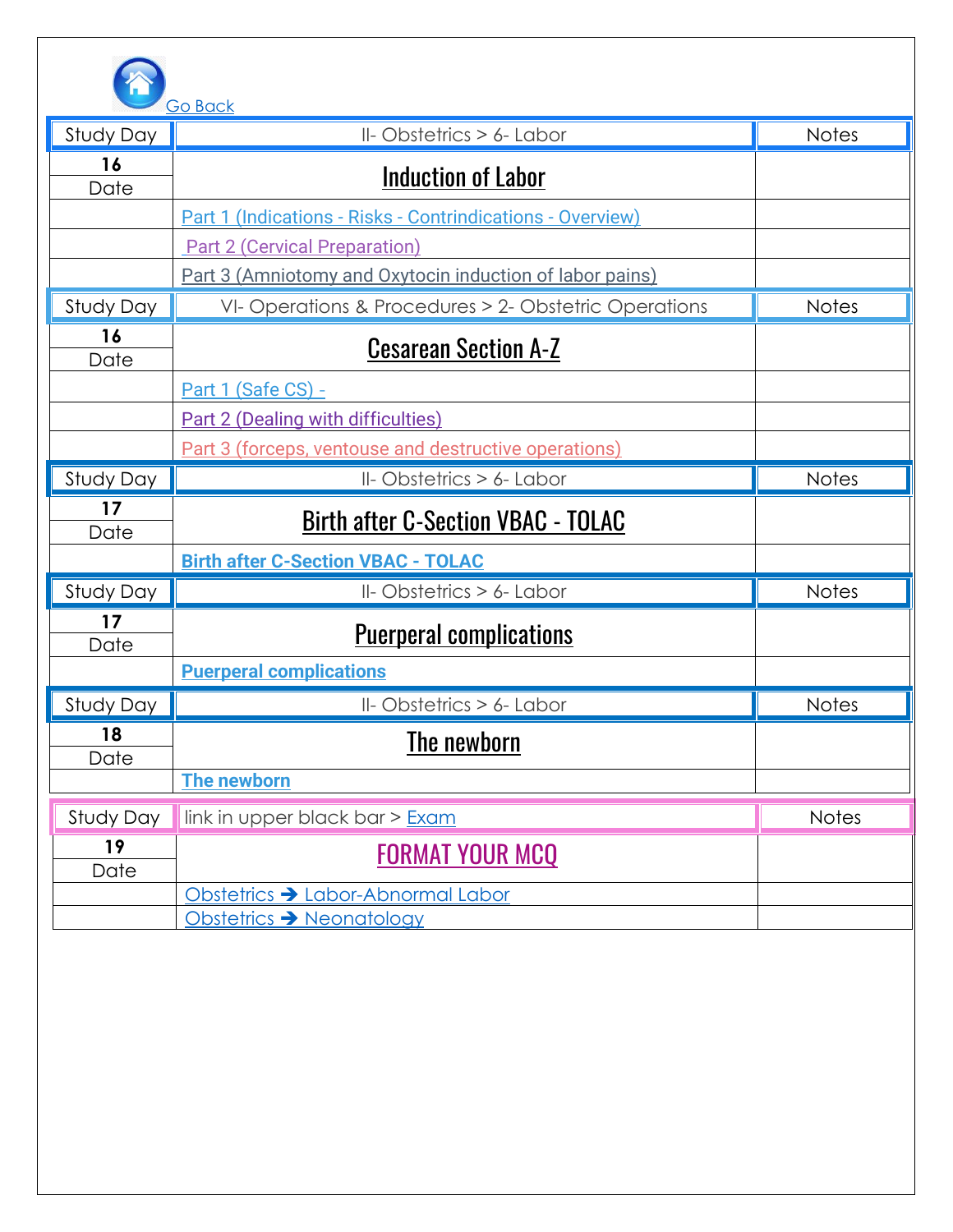Go Back

| Study Day | II- Obstetrics > 6- Labor | Notes |
|---|---|---|
| **16** Date | **Induction of Labor** | |
| | Part 1 (Indications - Risks - Contrindications - Overview) | |
| | Part 2 (Cervical Preparation) | |
| | Part 3 (Amniotomy and Oxytocin induction of labor pains) | |

| Study Day | VI- Operations & Procedures > 2- Obstetric Operations | Notes |
|---|---|---|
| **16** Date | **Cesarean Section A-Z** | |
| | Part 1 (Safe CS) - | |
| | Part 2 (Dealing with difficulties) | |
| | Part 3 (forceps, ventouse and destructive operations) | |

| Study Day | II- Obstetrics > 6- Labor | Notes |
|---|---|---|
| **17** Date | **Birth after C-Section VBAC - TOLAC** | |
| | **Birth after C-Section VBAC - TOLAC** | |

| Study Day | II- Obstetrics > 6- Labor | Notes |
|---|---|---|
| **17** Date | **Puerperal complications** | |
| | **Puerperal complications** | |

| Study Day | II- Obstetrics > 6- Labor | Notes |
|---|---|---|
| **18** Date | **The newborn** | |
| | **The newborn** | |

| Study Day | link in upper black bar > Exam | Notes |
|---|---|---|
| **19** Date | **FORMAT YOUR MCQ** | |
| | Obstetrics ➔ Labor-Abnormal Labor | |
| | Obstetrics ➔ Neonatology | |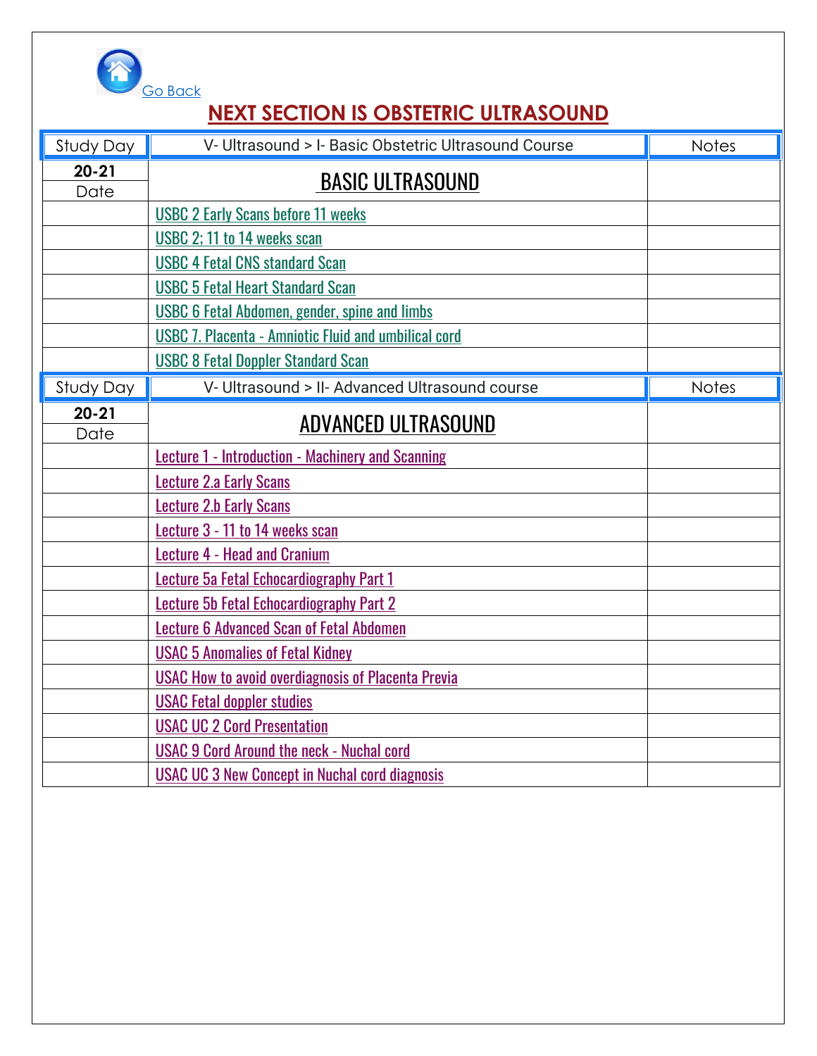Go Back

## NEXT SECTION IS OBSTETRIC ULTRASOUND

| Study Day | V- Ultrasound > I- Basic Obstetric Ultrasound Course | Notes |
|---|---|---|
| **20-21** Date | BASIC ULTRASOUND | |
| | USBC 2 Early Scans before 11 weeks | |
| | USBC 2; 11 to 14 weeks scan | |
| | USBC 4 Fetal CNS standard Scan | |
| | USBC 5 Fetal Heart Standard Scan | |
| | USBC 6 Fetal Abdomen, gender, spine and limbs | |
| | USBC 7. Placenta - Amniotic Fluid and umbilical cord | |
| | USBC 8 Fetal Doppler Standard Scan | |

| Study Day | V- Ultrasound > II- Advanced Ultrasound course | Notes |
|---|---|---|
| **20-21** Date | ADVANCED ULTRASOUND | |
| | Lecture 1 - Introduction - Machinery and Scanning | |
| | Lecture 2.a Early Scans | |
| | Lecture 2.b Early Scans | |
| | Lecture 3 - 11 to 14 weeks scan | |
| | Lecture 4 - Head and Cranium | |
| | Lecture 5a Fetal Echocardiography Part 1 | |
| | Lecture 5b Fetal Echocardiography Part 2 | |
| | Lecture 6 Advanced Scan of Fetal Abdomen | |
| | USAC 5 Anomalies of Fetal Kidney | |
| | USAC How to avoid overdiagnosis of Placenta Previa | |
| | USAC Fetal doppler studies | |
| | USAC UC 2 Cord Presentation | |
| | USAC 9 Cord Around the neck - Nuchal cord | |
| | USAC UC 3 New Concept in Nuchal cord diagnosis | |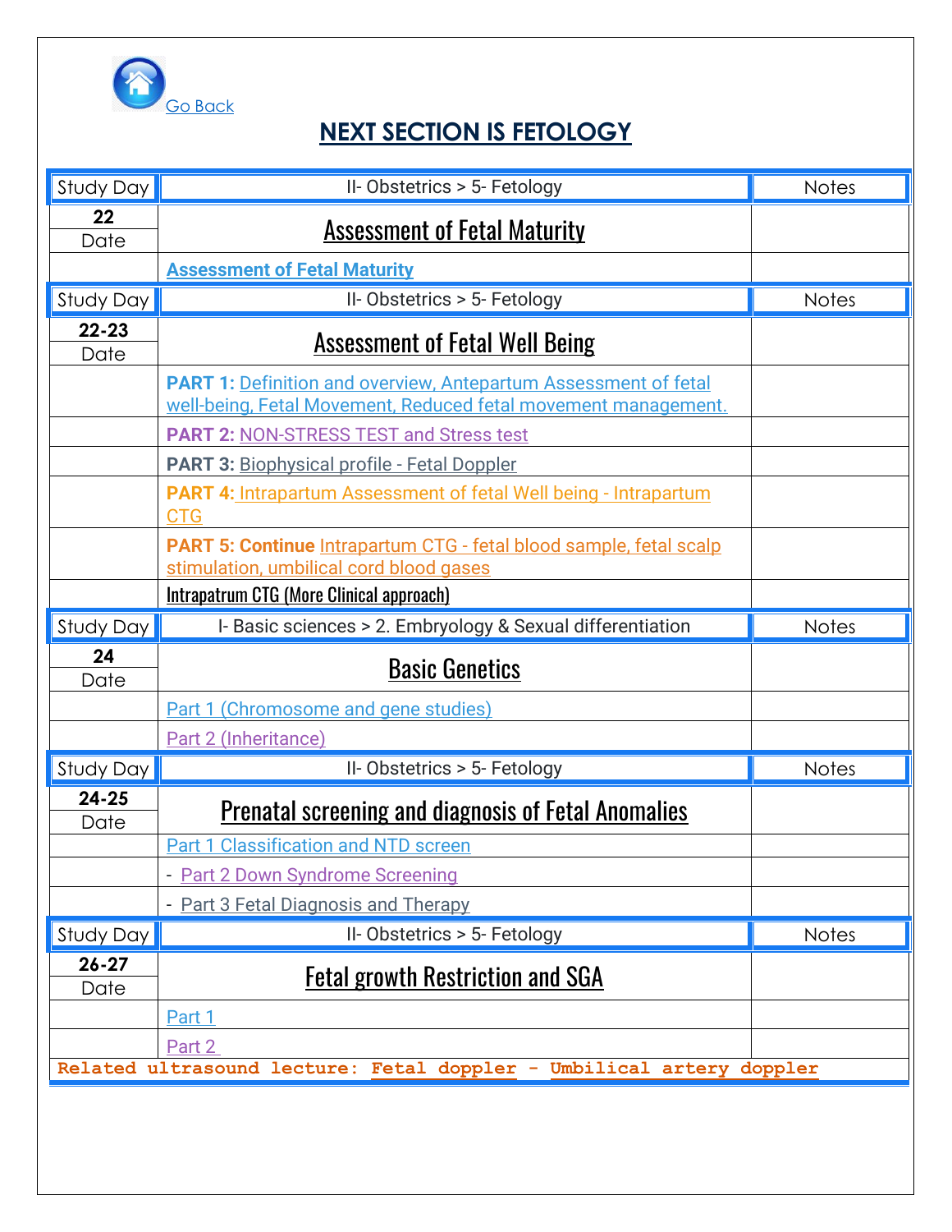Go Back

# NEXT SECTION IS FETOLOGY

| Study Day | II- Obstetrics > 5- Fetology | Notes |
|---|---|---|
| **22** Date | **Assessment of Fetal Maturity** | |
| | **Assessment of Fetal Maturity** | |
| Study Day | II- Obstetrics > 5- Fetology | Notes |
| **22-23** Date | **Assessment of Fetal Well Being** | |
| | **PART 1:** Definition and overview, Antepartum Assessment of fetal well-being, Fetal Movement, Reduced fetal movement management. | |
| | **PART 2:** NON-STRESS TEST and Stress test | |
| | **PART 3:** Biophysical profile - Fetal Doppler | |
| | **PART 4:** Intrapartum Assessment of fetal Well being - Intrapartum CTG | |
| | **PART 5: Continue** Intrapartum CTG - fetal blood sample, fetal scalp stimulation, umbilical cord blood gases | |
| | Intrapatrum CTG (More Clinical approach) | |
| Study Day | I- Basic sciences > 2. Embryology & Sexual differentiation | Notes |
| **24** Date | **Basic Genetics** | |
| | Part 1 (Chromosome and gene studies) | |
| | Part 2 (Inheritance) | |
| Study Day | II- Obstetrics > 5- Fetology | Notes |
| **24-25** Date | **Prenatal screening and diagnosis of Fetal Anomalies** | |
| | Part 1 Classification and NTD screen | |
| | - Part 2 Down Syndrome Screening | |
| | - Part 3 Fetal Diagnosis and Therapy | |
| Study Day | II- Obstetrics > 5- Fetology | Notes |
| **26-27** Date | **Fetal growth Restriction and SGA** | |
| | Part 1 | |
| | Part 2 | |
| **Related ultrasound lecture: Fetal doppler - Umbilical artery doppler** | | |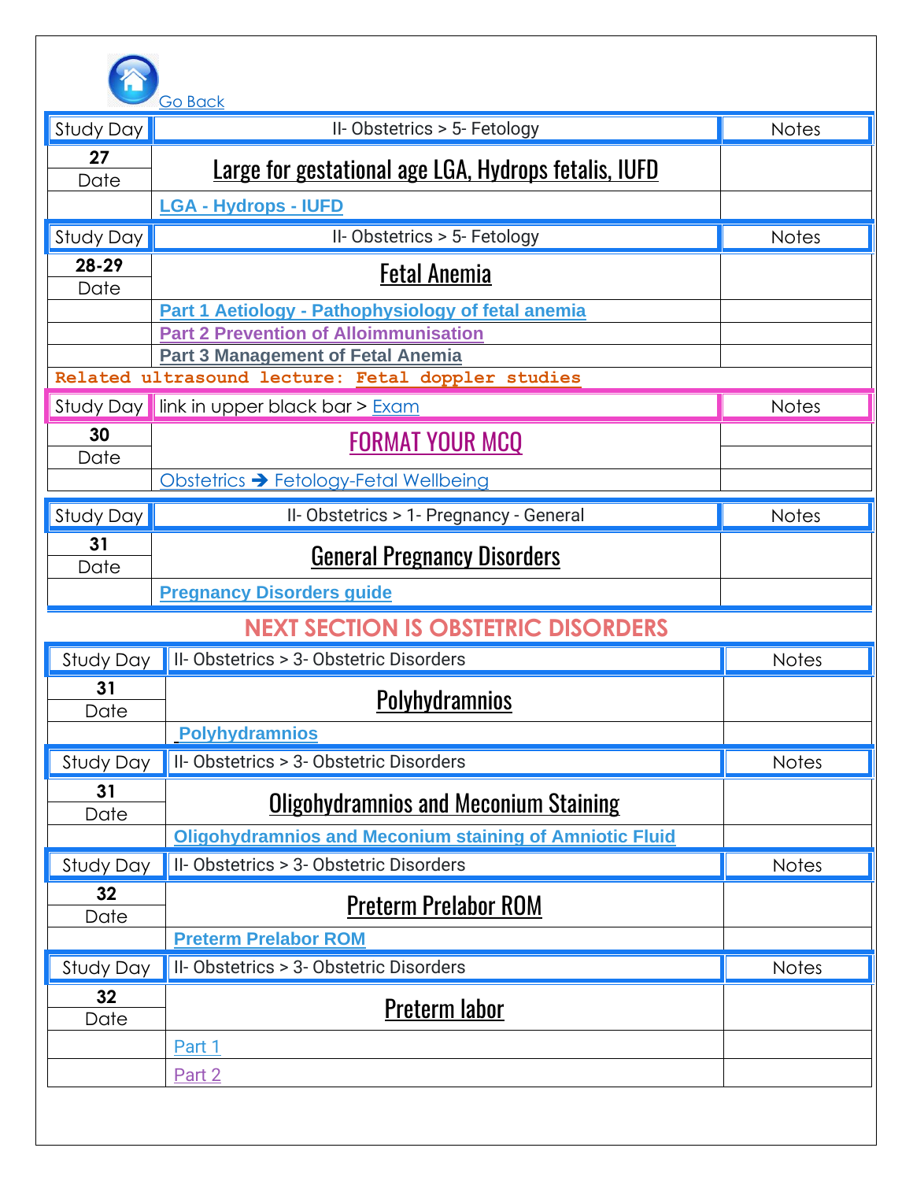Go Back

| Study Day | II- Obstetrics > 5- Fetology | Notes |
|---|---|---|
| **27** | **Large for gestational age LGA, Hydrops fetalis, IUFD** | |
| Date | | |
| | **LGA - Hydrops - IUFD** | |

| Study Day | II- Obstetrics > 5- Fetology | Notes |
|---|---|---|
| **28-29** | **Fetal Anemia** | |
| Date | | |
| | **Part 1 Aetiology - Pathophysiology of fetal anemia** | |
| | **Part 2 Prevention of Alloimmunisation** | |
| | **Part 3 Management of Fetal Anemia** | |

**Related ultrasound lecture: Fetal doppler studies**

| Study Day | link in upper black bar > Exam | Notes |
|---|---|---|
| **30** | **FORMAT YOUR MCQ** | |
| Date | | |
| | Obstetrics ➔ Fetology-Fetal Wellbeing | |

| Study Day | II- Obstetrics > 1- Pregnancy - General | Notes |
|---|---|---|
| **31** | **General Pregnancy Disorders** | |
| Date | | |
| | **Pregnancy Disorders guide** | |

## NEXT SECTION IS OBSTETRIC DISORDERS

| Study Day | II- Obstetrics > 3- Obstetric Disorders | Notes |
|---|---|---|
| **31** | **Polyhydramnios** | |
| Date | | |
| | **Polyhydramnios** | |

| Study Day | II- Obstetrics > 3- Obstetric Disorders | Notes |
|---|---|---|
| **31** | **Oligohydramnios and Meconium Staining** | |
| Date | | |
| | **Oligohydramnios and Meconium staining of Amniotic Fluid** | |

| Study Day | II- Obstetrics > 3- Obstetric Disorders | Notes |
|---|---|---|
| **32** | **Preterm Prelabor ROM** | |
| Date | | |
| | **Preterm Prelabor ROM** | |

| Study Day | II- Obstetrics > 3- Obstetric Disorders | Notes |
|---|---|---|
| **32** | **Preterm labor** | |
| Date | | |
| | Part 1 | |
| | Part 2 | |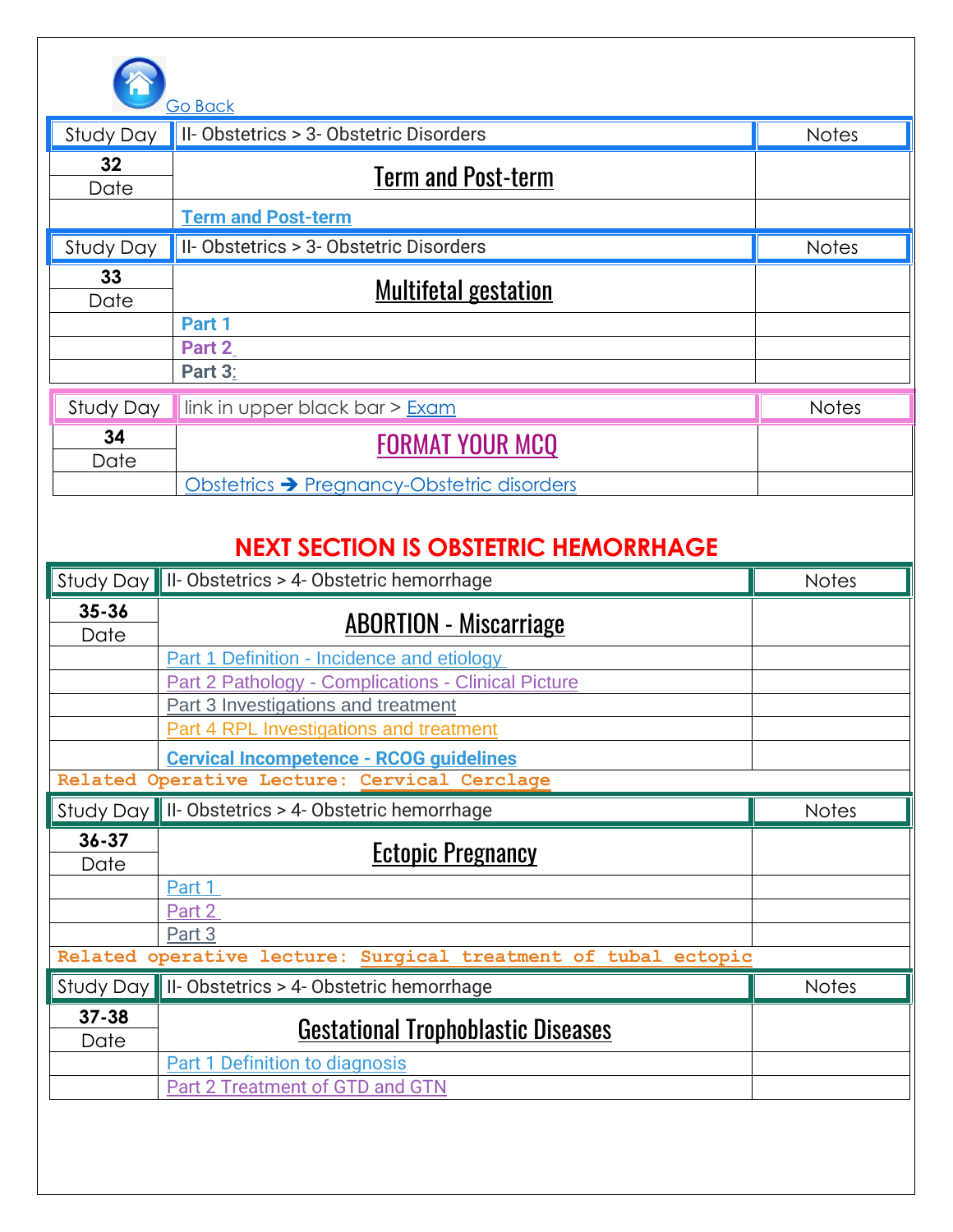Go Back

| Study Day | II- Obstetrics > 3- Obstetric Disorders | Notes |
|---|---|---|
| **32** | **Term and Post-term** | |
| Date | | |
| | **Term and Post-term** | |

| Study Day | II- Obstetrics > 3- Obstetric Disorders | Notes |
|---|---|---|
| **33** | **Multifetal gestation** | |
| Date | | |
| | **Part 1** | |
| | **Part 2** | |
| | **Part 3:** | |

| Study Day | link in upper black bar > Exam | Notes |
|---|---|---|
| **34** | **FORMAT YOUR MCQ** | |
| Date | | |
| | Obstetrics ➔ Pregnancy-Obstetric disorders | |

## NEXT SECTION IS OBSTETRIC HEMORRHAGE

| Study Day | II- Obstetrics > 4- Obstetric hemorrhage | Notes |
|---|---|---|
| **35-36** | **ABORTION - Miscarriage** | |
| Date | | |
| | Part 1 Definition - Incidence and etiology | |
| | Part 2 Pathology - Complications - Clinical Picture | |
| | Part 3 Investigations and treatment | |
| | Part 4 RPL Investigations and treatment | |
| | **Cervical Incompetence - RCOG guidelines** | |
| **Related Operative Lecture: Cervical Cerclage** | | |

| Study Day | II- Obstetrics > 4- Obstetric hemorrhage | Notes |
|---|---|---|
| **36-37** | **Ectopic Pregnancy** | |
| Date | | |
| | Part 1 | |
| | Part 2 | |
| | Part 3 | |
| **Related operative lecture: Surgical treatment of tubal ectopic** | | |

| Study Day | II- Obstetrics > 4- Obstetric hemorrhage | Notes |
|---|---|---|
| **37-38** | **Gestational Trophoblastic Diseases** | |
| Date | | |
| | Part 1 Definition to diagnosis | |
| | Part 2 Treatment of GTD and GTN | |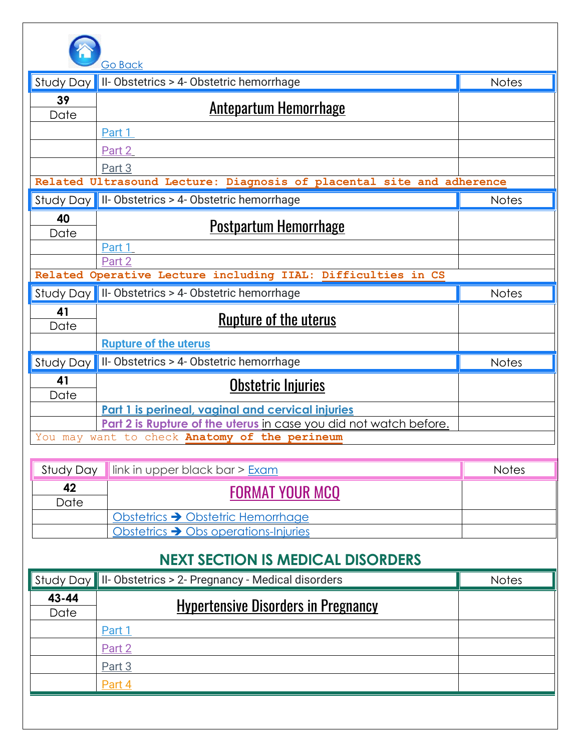Go Back

| Study Day | II- Obstetrics > 4- Obstetric hemorrhage | Notes |
|---|---|---|
| 39<br>Date | Antepartum Hemorrhage | |
| | Part 1 | |
| | Part 2 | |
| | Part 3 | |

**Related Ultrasound Lecture: Diagnosis of placental site and adherence**

| Study Day | II- Obstetrics > 4- Obstetric hemorrhage | Notes |
|---|---|---|
| 40<br>Date | Postpartum Hemorrhage | |
| | Part 1 | |
| | Part 2 | |

**Related Operative Lecture including IIAL: Difficulties in CS**

| Study Day | II- Obstetrics > 4- Obstetric hemorrhage | Notes |
|---|---|---|
| 41<br>Date | Rupture of the uterus | |
| | Rupture of the uterus | |

| Study Day | II- Obstetrics > 4- Obstetric hemorrhage | Notes |
|---|---|---|
| 41<br>Date | Obstetric Injuries | |
| | Part 1 is perineal, vaginal and cervical injuries | |
| | Part 2 is Rupture of the uterus in case you did not watch before. | |

You may want to check **Anatomy of the perineum**

| Study Day | link in upper black bar > Exam | Notes |
|---|---|---|
| 42<br>Date | FORMAT YOUR MCQ | |
| | Obstetrics ➔ Obstetric Hemorrhage | |
| | Obstetrics ➔ Obs operations-Injuries | |

## NEXT SECTION IS MEDICAL DISORDERS

| Study Day | II- Obstetrics > 2- Pregnancy - Medical disorders | Notes |
|---|---|---|
| 43-44<br>Date | Hypertensive Disorders in Pregnancy | |
| | Part 1 | |
| | Part 2 | |
| | Part 3 | |
| | Part 4 | |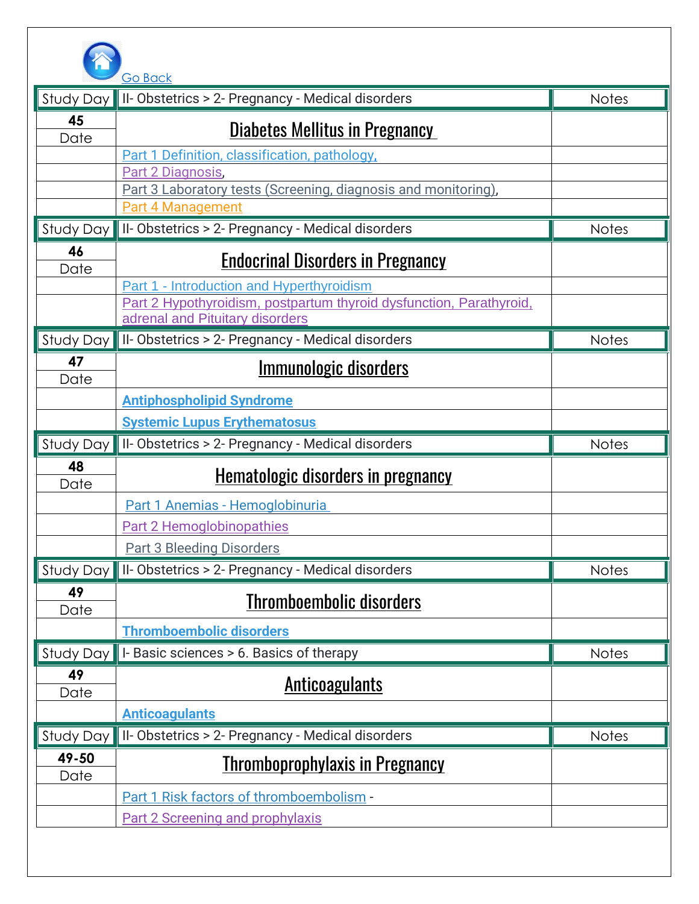Go Back

| Study Day | II- Obstetrics > 2- Pregnancy - Medical disorders | Notes |
|---|---|---|
| **45** | **Diabetes Mellitus in Pregnancy** | |
| Date | | |
| | Part 1 Definition, classification, pathology, | |
| | Part 2 Diagnosis, | |
| | Part 3 Laboratory tests (Screening, diagnosis and monitoring), | |
| | Part 4 Management | |

| Study Day | II- Obstetrics > 2- Pregnancy - Medical disorders | Notes |
|---|---|---|
| **46** | **Endocrinal Disorders in Pregnancy** | |
| Date | | |
| | Part 1 - Introduction and Hyperthyroidism | |
| | Part 2 Hypothyroidism, postpartum thyroid dysfunction, Parathyroid, adrenal and Pituitary disorders | |

| Study Day | II- Obstetrics > 2- Pregnancy - Medical disorders | Notes |
|---|---|---|
| **47** | **Immunologic disorders** | |
| Date | | |
| | **Antiphospholipid Syndrome** | |
| | **Systemic Lupus Erythematosus** | |

| Study Day | II- Obstetrics > 2- Pregnancy - Medical disorders | Notes |
|---|---|---|
| **48** | **Hematologic disorders in pregnancy** | |
| Date | | |
| | Part 1 Anemias - Hemoglobinuria | |
| | Part 2 Hemoglobinopathies | |
| | Part 3 Bleeding Disorders | |

| Study Day | II- Obstetrics > 2- Pregnancy - Medical disorders | Notes |
|---|---|---|
| **49** | **Thromboembolic disorders** | |
| Date | | |
| | **Thromboembolic disorders** | |

| Study Day | I- Basic sciences > 6. Basics of therapy | Notes |
|---|---|---|
| **49** | **Anticoagulants** | |
| Date | | |
| | **Anticoagulants** | |

| Study Day | II- Obstetrics > 2- Pregnancy - Medical disorders | Notes |
|---|---|---|
| **49-50** | **Thromboprophylaxis in Pregnancy** | |
| Date | | |
| | Part 1 Risk factors of thromboembolism - | |
| | Part 2 Screening and prophylaxis | |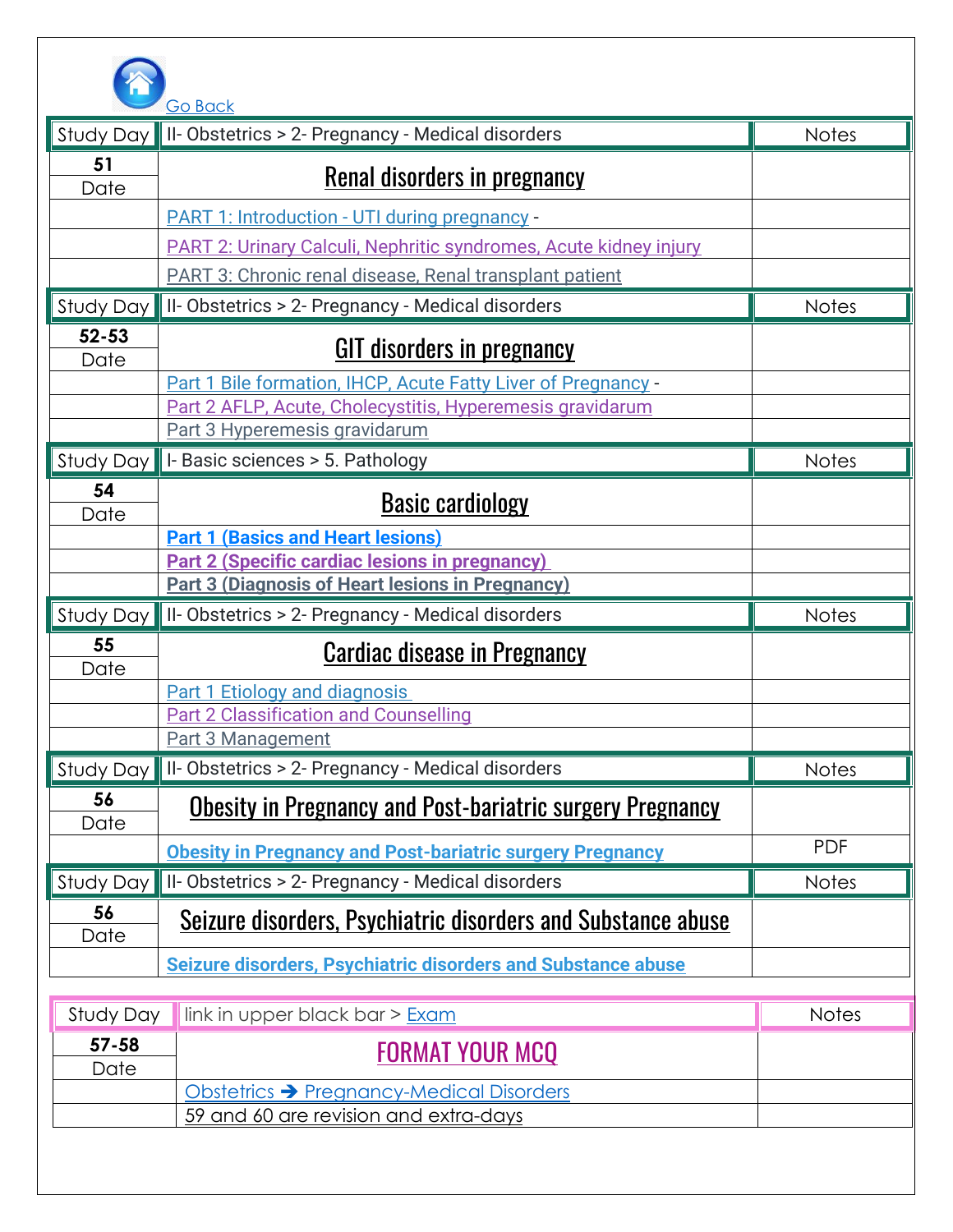Go Back

| Study Day | II- Obstetrics > 2- Pregnancy - Medical disorders | Notes |
|---|---|---|
| **51** Date | **Renal disorders in pregnancy** | |
| | PART 1: Introduction - UTI during pregnancy - | |
| | PART 2: Urinary Calculi, Nephritic syndromes, Acute kidney injury | |
| | PART 3: Chronic renal disease, Renal transplant patient | |

| Study Day | II- Obstetrics > 2- Pregnancy - Medical disorders | Notes |
|---|---|---|
| **52-53** Date | **GIT disorders in pregnancy** | |
| | Part 1 Bile formation, IHCP, Acute Fatty Liver of Pregnancy - | |
| | Part 2 AFLP, Acute, Cholecystitis, Hyperemesis gravidarum | |
| | Part 3 Hyperemesis gravidarum | |

| Study Day | I- Basic sciences > 5. Pathology | Notes |
|---|---|---|
| **54** Date | **Basic cardiology** | |
| | **Part 1 (Basics and Heart lesions)** | |
| | **Part 2 (Specific cardiac lesions in pregnancy)** | |
| | **Part 3 (Diagnosis of Heart lesions in Pregnancy)** | |

| Study Day | II- Obstetrics > 2- Pregnancy - Medical disorders | Notes |
|---|---|---|
| **55** Date | **Cardiac disease in Pregnancy** | |
| | Part 1 Etiology and diagnosis | |
| | Part 2 Classification and Counselling | |
| | Part 3 Management | |

| Study Day | II- Obstetrics > 2- Pregnancy - Medical disorders | Notes |
|---|---|---|
| **56** Date | **Obesity in Pregnancy and Post-bariatric surgery Pregnancy** | |
| | **Obesity in Pregnancy and Post-bariatric surgery Pregnancy** | PDF |

| Study Day | II- Obstetrics > 2- Pregnancy - Medical disorders | Notes |
|---|---|---|
| **56** Date | **Seizure disorders, Psychiatric disorders and Substance abuse** | |
| | **Seizure disorders, Psychiatric disorders and Substance abuse** | |

| Study Day | link in upper black bar > Exam | Notes |
|---|---|---|
| **57-58** Date | **FORMAT YOUR MCQ** | |
| | Obstetrics ➔ Pregnancy-Medical Disorders | |
| | 59 and 60 are revision and extra-days | |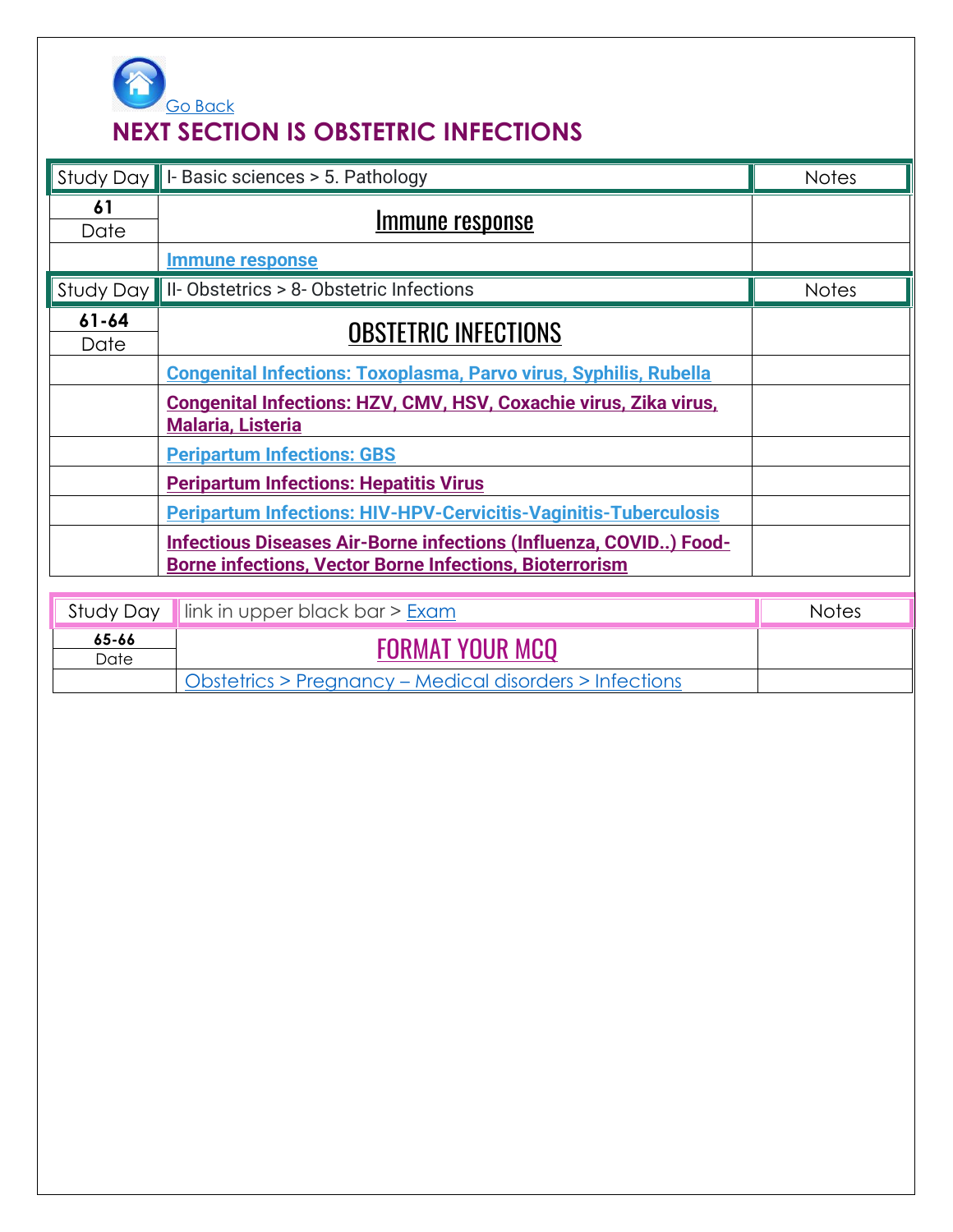Go Back

## NEXT SECTION IS OBSTETRIC INFECTIONS

| Study Day | I- Basic sciences > 5. Pathology | Notes |
|---|---|---|
| **61** Date | Immune response | |
| | **Immune response** | |

| Study Day | II- Obstetrics > 8- Obstetric Infections | Notes |
|---|---|---|
| **61-64** Date | OBSTETRIC INFECTIONS | |
| | **Congenital Infections: Toxoplasma, Parvo virus, Syphilis, Rubella** | |
| | **Congenital Infections: HZV, CMV, HSV, Coxachie virus, Zika virus, Malaria, Listeria** | |
| | **Peripartum Infections: GBS** | |
| | **Peripartum Infections: Hepatitis Virus** | |
| | **Peripartum Infections: HIV-HPV-Cervicitis-Vaginitis-Tuberculosis** | |
| | **Infectious Diseases Air-Borne infections (Influenza, COVID..) Food-Borne infections, Vector Borne Infections, Bioterrorism** | |

| Study Day | link in upper black bar > Exam | Notes |
|---|---|---|
| **65-66** Date | FORMAT YOUR MCQ | |
| | Obstetrics > Pregnancy – Medical disorders > Infections | |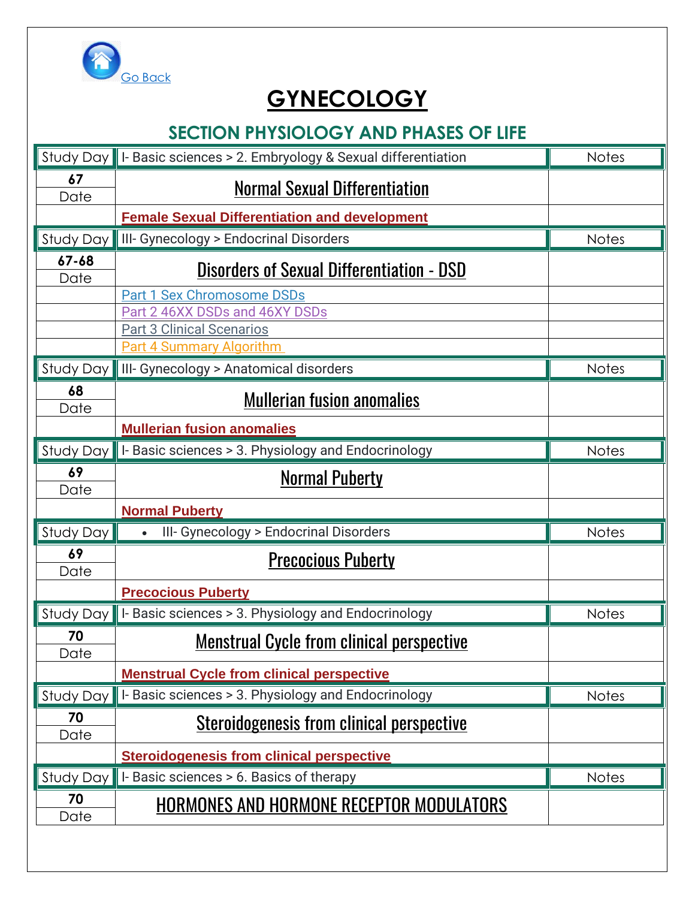Go Back

# GYNECOLOGY

## SECTION PHYSIOLOGY AND PHASES OF LIFE

| Study Day | I- Basic sciences > 2. Embryology & Sexual differentiation | Notes |
|---|---|---|
| 67<br>Date | Normal Sexual Differentiation | |
| | Female Sexual Differentiation and development | |
| Study Day | III- Gynecology > Endocrinal Disorders | Notes |
| 67-68<br>Date | Disorders of Sexual Differentiation - DSD | |
| | Part 1 Sex Chromosome DSDs | |
| | Part 2 46XX DSDs and 46XY DSDs | |
| | Part 3 Clinical Scenarios | |
| | Part 4 Summary Algorithm | |
| Study Day | III- Gynecology > Anatomical disorders | Notes |
| 68<br>Date | Mullerian fusion anomalies | |
| | Mullerian fusion anomalies | |
| Study Day | I- Basic sciences > 3. Physiology and Endocrinology | Notes |
| 69<br>Date | Normal Puberty | |
| | Normal Puberty | |
| Study Day | • III- Gynecology > Endocrinal Disorders | Notes |
| 69<br>Date | Precocious Puberty | |
| | Precocious Puberty | |
| Study Day | I- Basic sciences > 3. Physiology and Endocrinology | Notes |
| 70<br>Date | Menstrual Cycle from clinical perspective | |
| | Menstrual Cycle from clinical perspective | |
| Study Day | I- Basic sciences > 3. Physiology and Endocrinology | Notes |
| 70<br>Date | Steroidogenesis from clinical perspective | |
| | Steroidogenesis from clinical perspective | |
| Study Day | I- Basic sciences > 6. Basics of therapy | Notes |
| 70<br>Date | HORMONES AND HORMONE RECEPTOR MODULATORS | |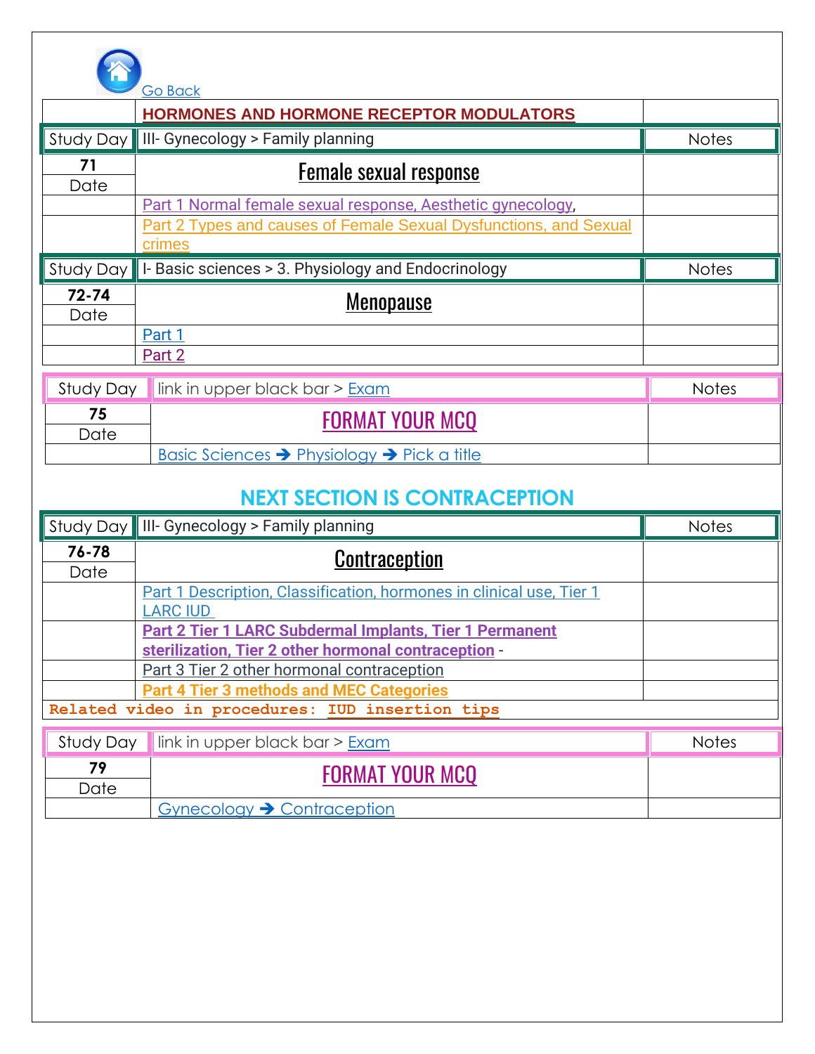Go Back

| | HORMONES AND HORMONE RECEPTOR MODULATORS | |
|---|---|---|
| Study Day | III- Gynecology > Family planning | Notes |
| 71<br>Date | **Female sexual response** | |
| | Part 1 Normal female sexual response, Aesthetic gynecology, | |
| | Part 2 Types and causes of Female Sexual Dysfunctions, and Sexual crimes | |
| Study Day | I- Basic sciences > 3. Physiology and Endocrinology | Notes |
| 72-74<br>Date | **Menopause** | |
| | Part 1 | |
| | Part 2 | |

| Study Day | link in upper black bar > Exam | Notes |
|---|---|---|
| 75<br>Date | **FORMAT YOUR MCQ** | |
| | Basic Sciences ➔ Physiology ➔ Pick a title | |

## NEXT SECTION IS CONTRACEPTION

| Study Day | III- Gynecology > Family planning | Notes |
|---|---|---|
| 76-78<br>Date | **Contraception** | |
| | Part 1 Description, Classification, hormones in clinical use, Tier 1 LARC IUD | |
| | **Part 2 Tier 1 LARC Subdermal Implants, Tier 1 Permanent sterilization, Tier 2 other hormonal contraception** - | |
| | Part 3 Tier 2 other hormonal contraception | |
| | **Part 4 Tier 3 methods and MEC Categories** | |
| **Related video in procedures: IUD insertion tips** | | |

| Study Day | link in upper black bar > Exam | Notes |
|---|---|---|
| 79<br>Date | **FORMAT YOUR MCQ** | |
| | Gynecology ➔ Contraception | |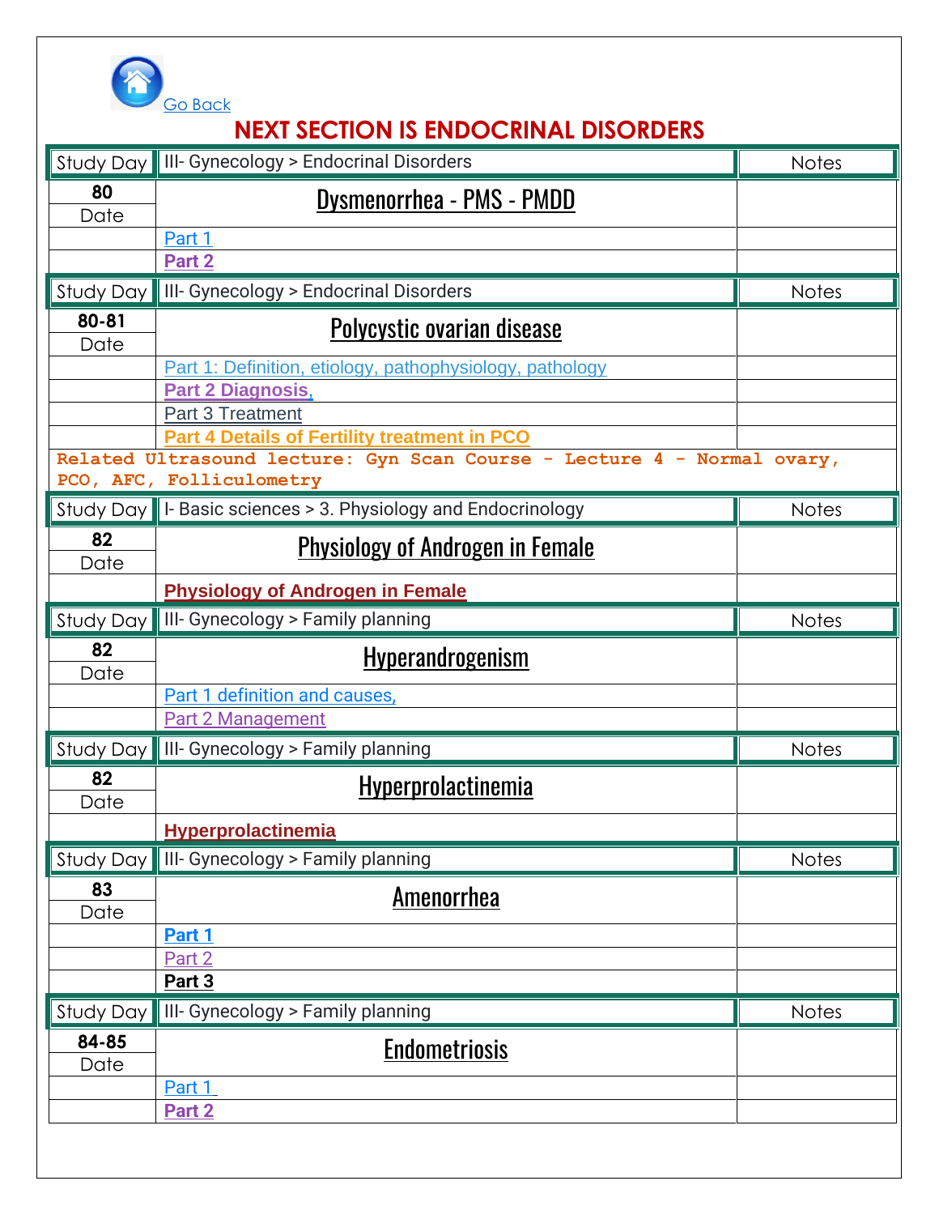Go Back

# NEXT SECTION IS ENDOCRINAL DISORDERS

| Study Day | III- Gynecology > Endocrinal Disorders | Notes |
|---|---|---|
| **80**<br>Date | Dysmenorrhea - PMS - PMDD | |
| | Part 1 | |
| | **Part 2** | |

| Study Day | III- Gynecology > Endocrinal Disorders | Notes |
|---|---|---|
| **80-81**<br>Date | Polycystic ovarian disease | |
| | Part 1: Definition, etiology, pathophysiology, pathology | |
| | **Part 2 Diagnosis**, | |
| | Part 3 Treatment | |
| | **Part 4 Details of Fertility treatment in PCO** | |

**Related Ultrasound lecture: Gyn Scan Course - Lecture 4 - Normal ovary, PCO, AFC, Folliculometry**

| Study Day | I- Basic sciences > 3. Physiology and Endocrinology | Notes |
|---|---|---|
| **82**<br>Date | Physiology of Androgen in Female | |
| | **Physiology of Androgen in Female** | |

| Study Day | III- Gynecology > Family planning | Notes |
|---|---|---|
| **82**<br>Date | Hyperandrogenism | |
| | Part 1 definition and causes, | |
| | Part 2 Management | |

| Study Day | III- Gynecology > Family planning | Notes |
|---|---|---|
| **82**<br>Date | Hyperprolactinemia | |
| | **Hyperprolactinemia** | |

| Study Day | III- Gynecology > Family planning | Notes |
|---|---|---|
| **83**<br>Date | Amenorrhea | |
| | **Part 1** | |
| | Part 2 | |
| | **Part 3** | |

| Study Day | III- Gynecology > Family planning | Notes |
|---|---|---|
| **84-85**<br>Date | Endometriosis | |
| | Part 1 | |
| | **Part 2** | |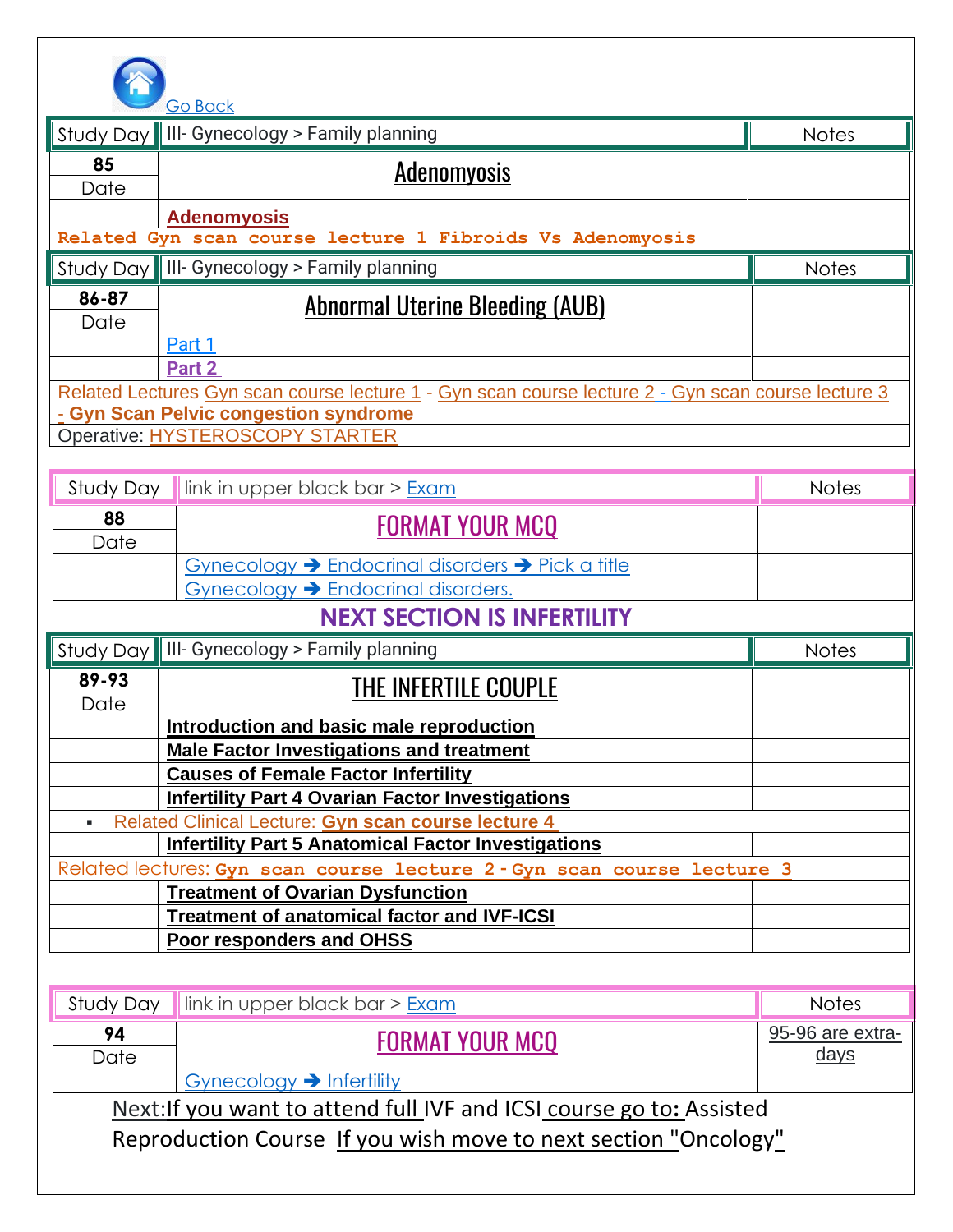Go Back

| Study Day | III- Gynecology > Family planning | Notes |
|---|---|---|
| 85 | **Adenomyosis** | |
| Date | | |
| | **Adenomyosis** | |
| **Related Gyn scan course lecture 1 Fibroids Vs Adenomyosis** | | |

| Study Day | III- Gynecology > Family planning | Notes |
|---|---|---|
| 86-87 | **Abnormal Uterine Bleeding (AUB)** | |
| Date | | |
| | Part 1 | |
| | **Part 2** | |
| Related Lectures Gyn scan course lecture 1 - Gyn scan course lecture 2 - Gyn scan course lecture 3 - **Gyn Scan Pelvic congestion syndrome** | | |
| Operative: HYSTEROSCOPY STARTER | | |

| Study Day | link in upper black bar > Exam | Notes |
|---|---|---|
| 88 | **FORMAT YOUR MCQ** | |
| Date | | |
| | Gynecology ➔ Endocrinal disorders ➔ Pick a title | |
| | Gynecology ➔ Endocrinal disorders. | |

## NEXT SECTION IS INFERTILITY

| Study Day | III- Gynecology > Family planning | Notes |
|---|---|---|
| 89-93 | **THE INFERTILE COUPLE** | |
| Date | | |
| | **Introduction and basic male reproduction** | |
| | **Male Factor Investigations and treatment** | |
| | **Causes of Female Factor Infertility** | |
| | **Infertility Part 4 Ovarian Factor Investigations** | |
| ▪ Related Clinical Lecture: **Gyn scan course lecture 4** | | |
| | **Infertility Part 5 Anatomical Factor Investigations** | |
| Related lectures: **Gyn scan course lecture 2 - Gyn scan course lecture 3** | | |
| | **Treatment of Ovarian Dysfunction** | |
| | **Treatment of anatomical factor and IVF-ICSI** | |
| | **Poor responders and OHSS** | |

| Study Day | link in upper black bar > Exam | Notes |
|---|---|---|
| 94 | **FORMAT YOUR MCQ** | 95-96 are extra-days |
| Date | | |
| | Gynecology ➔ Infertility | |

Next: If you want to attend full IVF and ICSI course go to: Assisted Reproduction Course If you wish move to next section "Oncology"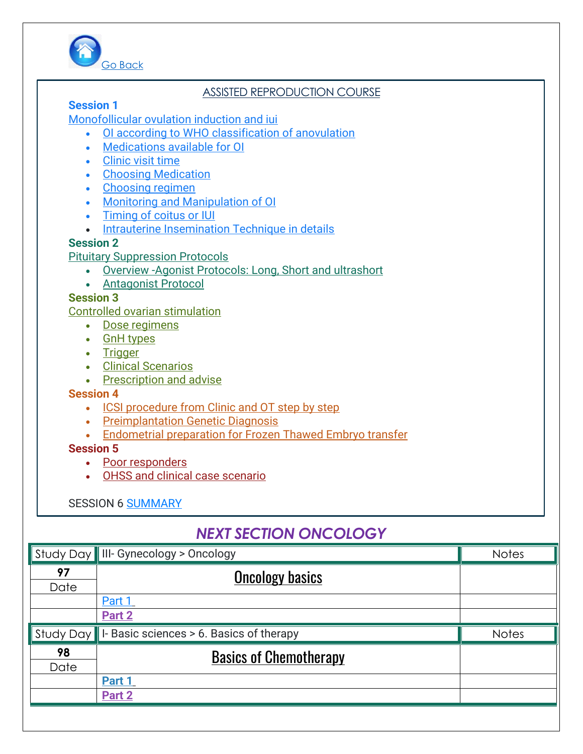Go Back

ASSISTED REPRODUCTION COURSE

**Session 1**

Monofollicular ovulation induction and iui

- OI according to WHO classification of anovulation
- Medications available for OI
- Clinic visit time
- Choosing Medication
- Choosing regimen
- Monitoring and Manipulation of OI
- Timing of coitus or IUI
- Intrauterine Insemination Technique in details

**Session 2**

Pituitary Suppression Protocols

- Overview -Agonist Protocols: Long, Short and ultrashort
- Antagonist Protocol

**Session 3**

Controlled ovarian stimulation

- Dose regimens
- GnH types
- Trigger
- Clinical Scenarios
- Prescription and advise

**Session 4**

- ICSI procedure from Clinic and OT step by step
- Preimplantation Genetic Diagnosis
- Endometrial preparation for Frozen Thawed Embryo transfer

**Session 5**

- Poor responders
- OHSS and clinical case scenario

SESSION 6 SUMMARY

## *NEXT SECTION ONCOLOGY*

| Study Day | III- Gynecology > Oncology | Notes |
|---|---|---|
| **97** | Oncology basics | |
| Date | | |
| | Part 1 | |
| | **Part 2** | |

| Study Day | I- Basic sciences > 6. Basics of therapy | Notes |
|---|---|---|
| **98** | Basics of Chemotherapy | |
| Date | | |
| | **Part 1** | |
| | **Part 2** | |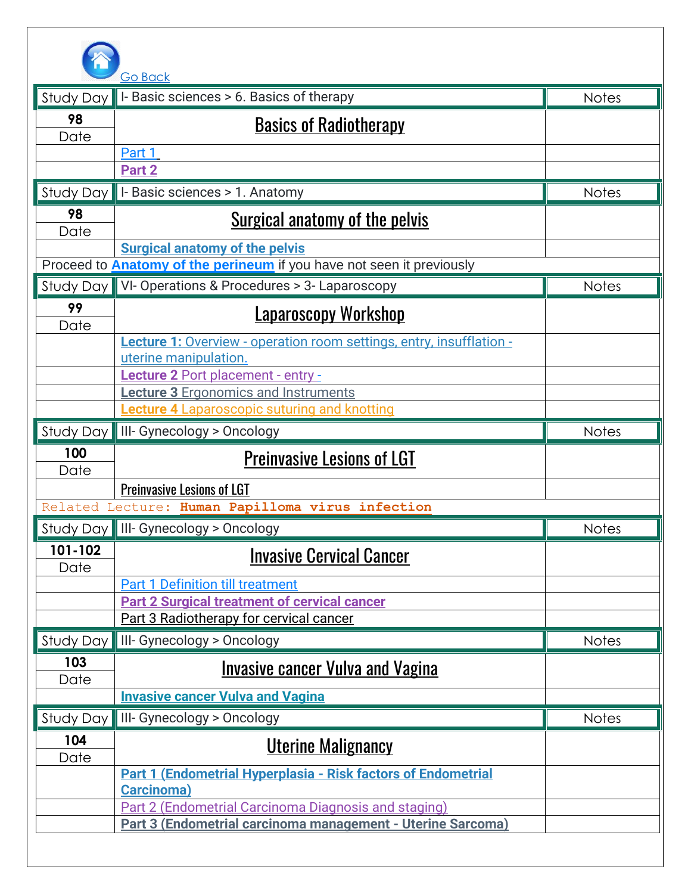Go Back

| Study Day | I- Basic sciences > 6. Basics of therapy | Notes |
|---|---|---|
| 98 | **Basics of Radiotherapy** | |
| Date | | |
| | Part 1 | |
| | **Part 2** | |
| **Study Day** | **I- Basic sciences > 1. Anatomy** | **Notes** |
| 98 | **Surgical anatomy of the pelvis** | |
| Date | | |
| | **Surgical anatomy of the pelvis** | |
| Proceed to **Anatomy of the perineum** if you have not seen it previously | | |
| **Study Day** | **VI- Operations & Procedures > 3- Laparoscopy** | **Notes** |
| 99 | **Laparoscopy Workshop** | |
| Date | | |
| | **Lecture 1:** Overview - operation room settings, entry, insufflation - uterine manipulation. | |
| | **Lecture 2** Port placement - entry - | |
| | **Lecture 3** Ergonomics and Instruments | |
| | **Lecture 4** Laparoscopic suturing and knotting | |
| **Study Day** | **III- Gynecology > Oncology** | **Notes** |
| 100 | **Preinvasive Lesions of LGT** | |
| Date | | |
| | Preinvasive Lesions of LGT | |
| Related Lecture: **Human Papilloma virus infection** | | |
| **Study Day** | **III- Gynecology > Oncology** | **Notes** |
| 101-102 | **Invasive Cervical Cancer** | |
| Date | | |
| | Part 1 Definition till treatment | |
| | **Part 2 Surgical treatment of cervical cancer** | |
| | Part 3 Radiotherapy for cervical cancer | |
| **Study Day** | **III- Gynecology > Oncology** | **Notes** |
| 103 | **Invasive cancer Vulva and Vagina** | |
| Date | | |
| | **Invasive cancer Vulva and Vagina** | |
| **Study Day** | **III- Gynecology > Oncology** | **Notes** |
| 104 | **Uterine Malignancy** | |
| Date | | |
| | **Part 1 (Endometrial Hyperplasia - Risk factors of Endometrial Carcinoma)** | |
| | Part 2 (Endometrial Carcinoma Diagnosis and staging) | |
| | **Part 3 (Endometrial carcinoma management - Uterine Sarcoma)** | |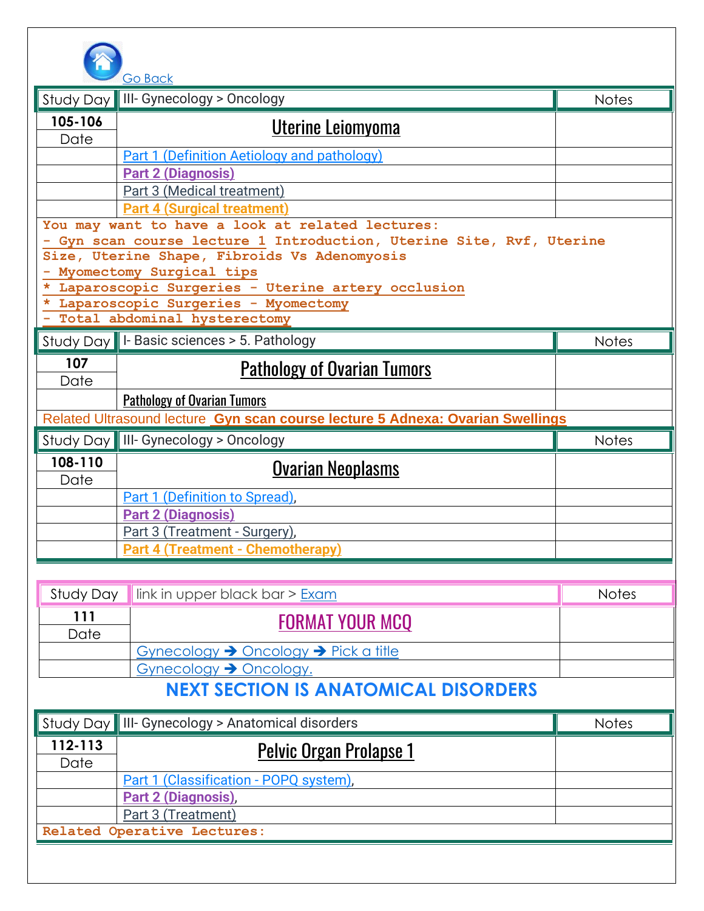Go Back

| Study Day | III- Gynecology > Oncology | Notes |
| --- | --- | --- |
| 105-106<br>Date | **Uterine Leiomyoma** | |
| | Part 1 (Definition Aetiology and pathology) | |
| | **Part 2 (Diagnosis)** | |
| | Part 3 (Medical treatment) | |
| | **Part 4 (Surgical treatment)** | |

**You may want to have a look at related lectures:**
- Gyn scan course lecture 1 Introduction, Uterine Site, Rvf, Uterine Size, Uterine Shape, Fibroids Vs Adenomyosis
- Myomectomy Surgical tips
* Laparoscopic Surgeries - Uterine artery occlusion
* Laparoscopic Surgeries - Myomectomy
- Total abdominal hysterectomy

| Study Day | I- Basic sciences > 5. Pathology | Notes |
| --- | --- | --- |
| 107<br>Date | **Pathology of Ovarian Tumors** | |
| | Pathology of Ovarian Tumors | |

Related Ultrasound lecture **Gyn scan course lecture 5 Adnexa: Ovarian Swellings**

| Study Day | III- Gynecology > Oncology | Notes |
| --- | --- | --- |
| 108-110<br>Date | **Ovarian Neoplasms** | |
| | Part 1 (Definition to Spread), | |
| | **Part 2 (Diagnosis)** | |
| | Part 3 (Treatment - Surgery), | |
| | **Part 4 (Treatment - Chemotherapy)** | |

| Study Day | link in upper black bar > Exam | Notes |
| --- | --- | --- |
| 111<br>Date | **FORMAT YOUR MCQ** | |
| | Gynecology ➔ Oncology ➔ Pick a title | |
| | Gynecology ➔ Oncology. | |

## NEXT SECTION IS ANATOMICAL DISORDERS

| Study Day | III- Gynecology > Anatomical disorders | Notes |
| --- | --- | --- |
| 112-113<br>Date | **Pelvic Organ Prolapse 1** | |
| | Part 1 (Classification - POPQ system), | |
| | **Part 2 (Diagnosis)**, | |
| | Part 3 (Treatment) | |

**Related Operative Lectures:**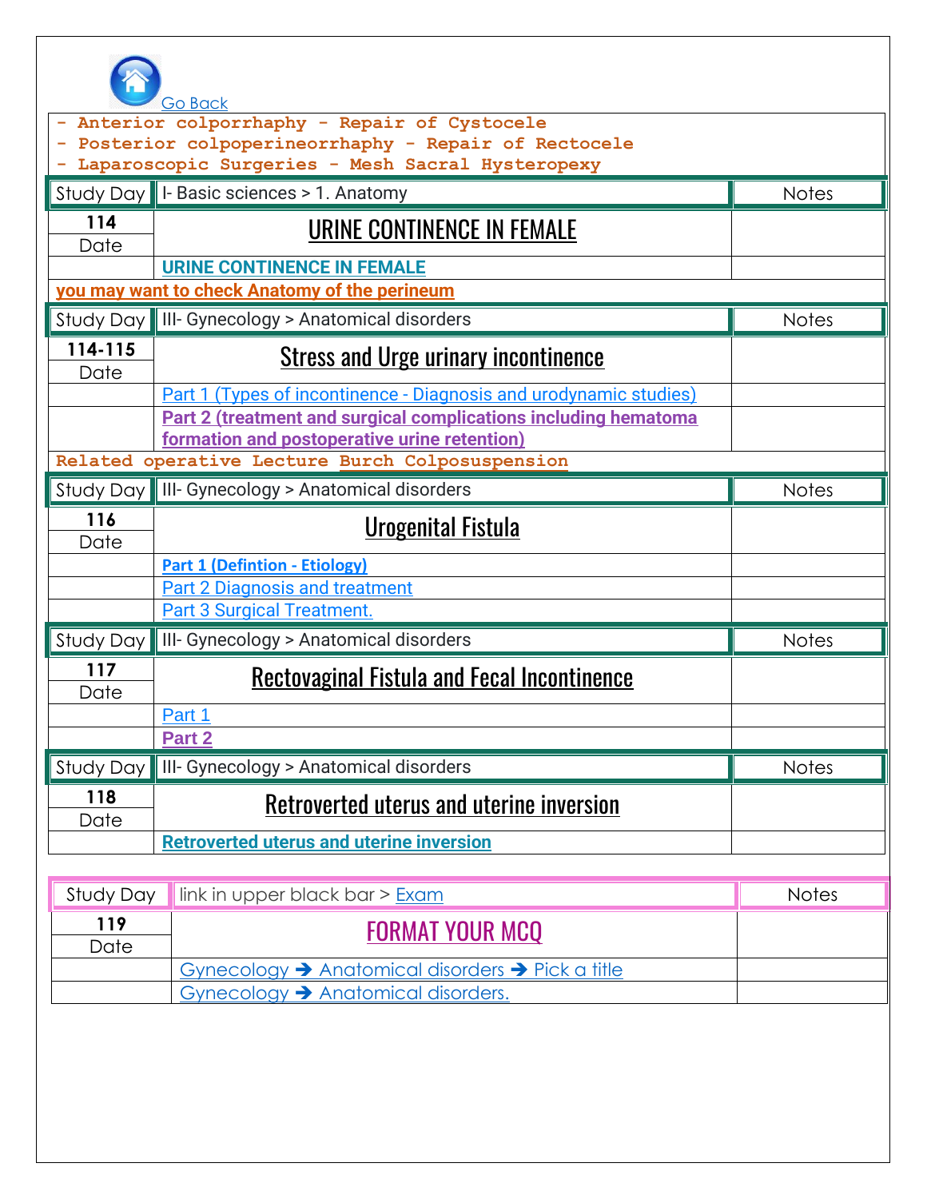Go Back

- Anterior colporrhaphy - Repair of Cystocele
- Posterior colpoperineorrhaphy - Repair of Rectocele
- Laparoscopic Surgeries - Mesh Sacral Hysteropexy

| Study Day | I- Basic sciences > 1. Anatomy | Notes |
|---|---|---|
| **114** | **URINE CONTINENCE IN FEMALE** | |
| Date | | |
| | **URINE CONTINENCE IN FEMALE** | |

**you may want to check Anatomy of the perineum**

| Study Day | III- Gynecology > Anatomical disorders | Notes |
|---|---|---|
| **114-115** | **Stress and Urge urinary incontinence** | |
| Date | | |
| | Part 1 (Types of incontinence - Diagnosis and urodynamic studies) | |
| | **Part 2 (treatment and surgical complications including hematoma formation and postoperative urine retention)** | |

**Related operative Lecture Burch Colposuspension**

| Study Day | III- Gynecology > Anatomical disorders | Notes |
|---|---|---|
| **116** | **Urogenital Fistula** | |
| Date | | |
| | **Part 1 (Defintion - Etiology)** | |
| | Part 2 Diagnosis and treatment | |
| | Part 3 Surgical Treatment. | |

| Study Day | III- Gynecology > Anatomical disorders | Notes |
|---|---|---|
| **117** | **Rectovaginal Fistula and Fecal Incontinence** | |
| Date | | |
| | Part 1 | |
| | **Part 2** | |

| Study Day | III- Gynecology > Anatomical disorders | Notes |
|---|---|---|
| **118** | **Retroverted uterus and uterine inversion** | |
| Date | | |
| | **Retroverted uterus and uterine inversion** | |

| Study Day | link in upper black bar > Exam | Notes |
|---|---|---|
| **119** | **FORMAT YOUR MCQ** | |
| Date | | |
| | Gynecology ➔ Anatomical disorders ➔ Pick a title | |
| | Gynecology ➔ Anatomical disorders. | |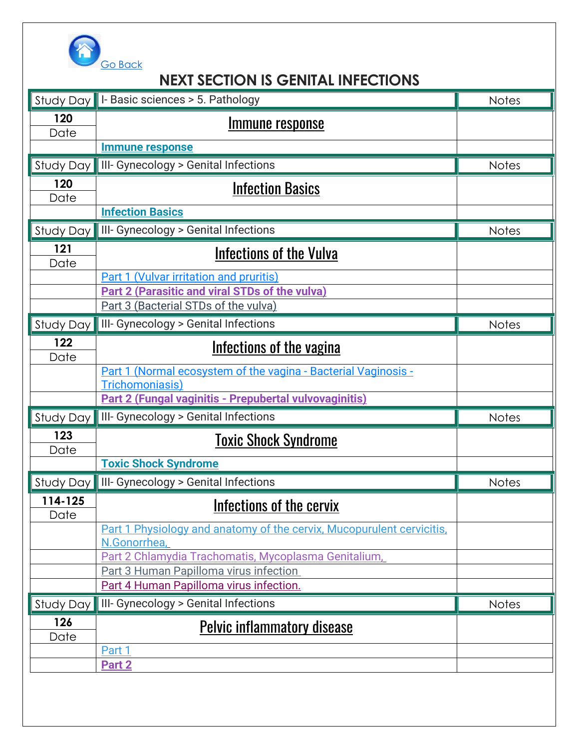Go Back

# NEXT SECTION IS GENITAL INFECTIONS

| Study Day | I- Basic sciences > 5. Pathology | Notes |
|---|---|---|
| **120** <br> Date | Immune response | |
| | **Immune response** | |

| Study Day | III- Gynecology > Genital Infections | Notes |
|---|---|---|
| **120** <br> Date | Infection Basics | |
| | **Infection Basics** | |

| Study Day | III- Gynecology > Genital Infections | Notes |
|---|---|---|
| **121** <br> Date | Infections of the Vulva | |
| | Part 1 (Vulvar irritation and pruritis) | |
| | **Part 2 (Parasitic and viral STDs of the vulva)** | |
| | Part 3 (Bacterial STDs of the vulva) | |

| Study Day | III- Gynecology > Genital Infections | Notes |
|---|---|---|
| **122** <br> Date | Infections of the vagina | |
| | Part 1 (Normal ecosystem of the vagina - Bacterial Vaginosis - Trichomoniasis) | |
| | **Part 2 (Fungal vaginitis - Prepubertal vulvovaginitis)** | |

| Study Day | III- Gynecology > Genital Infections | Notes |
|---|---|---|
| **123** <br> Date | Toxic Shock Syndrome | |
| | **Toxic Shock Syndrome** | |

| Study Day | III- Gynecology > Genital Infections | Notes |
|---|---|---|
| **114-125** <br> Date | Infections of the cervix | |
| | Part 1 Physiology and anatomy of the cervix, Mucopurulent cervicitis, N.Gonorrhea, | |
| | Part 2 Chlamydia Trachomatis, Mycoplasma Genitalium, | |
| | Part 3 Human Papilloma virus infection | |
| | Part 4 Human Papilloma virus infection. | |

| Study Day | III- Gynecology > Genital Infections | Notes |
|---|---|---|
| **126** <br> Date | Pelvic inflammatory disease | |
| | Part 1 | |
| | **Part 2** | |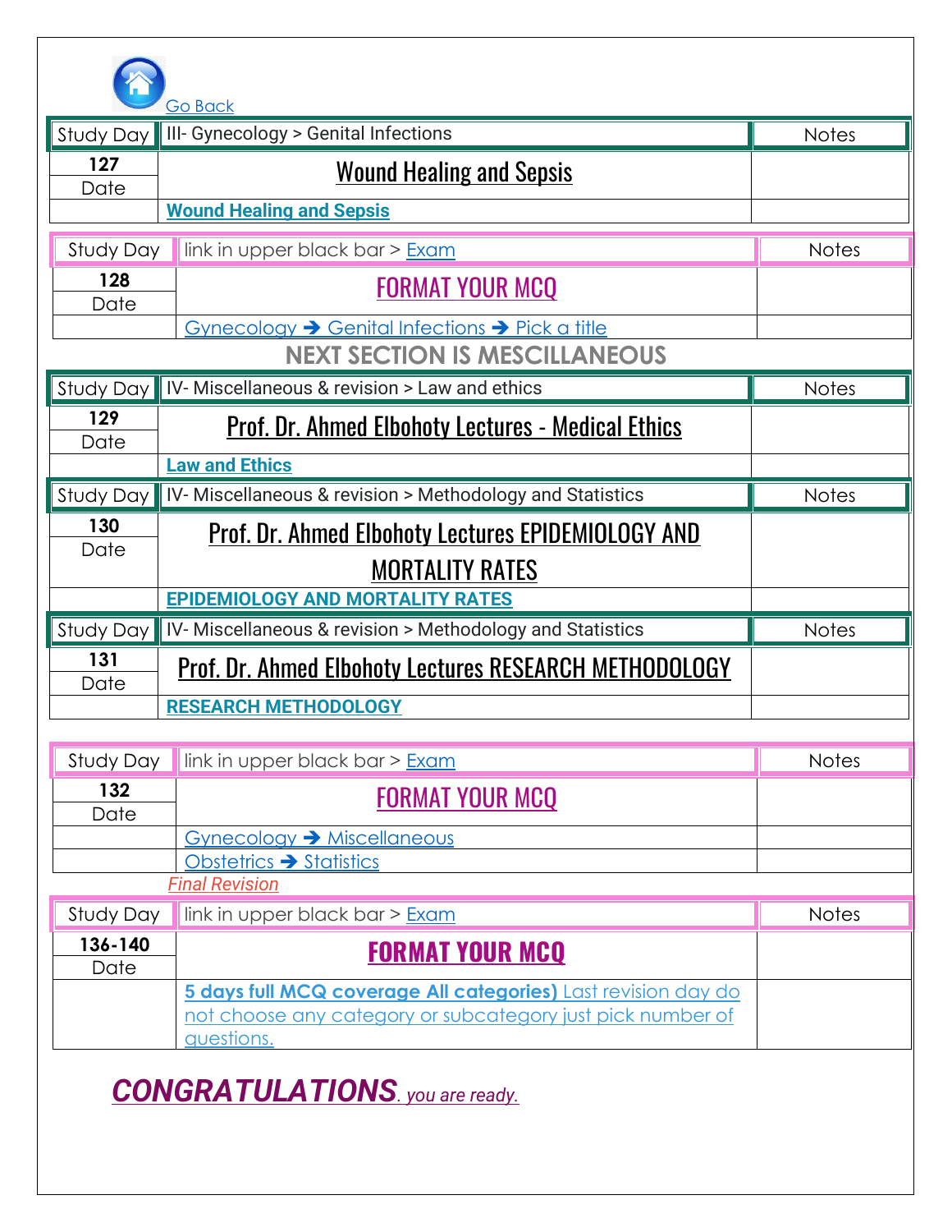Go Back

| Study Day | III- Gynecology > Genital Infections | Notes |
|---|---|---|
| 127 | Wound Healing and Sepsis | |
| Date | | |
| | **Wound Healing and Sepsis** | |

| Study Day | link in upper black bar > Exam | Notes |
|---|---|---|
| 128 | FORMAT YOUR MCQ | |
| Date | | |
| | Gynecology ➔ Genital Infections ➔ Pick a title | |

**NEXT SECTION IS MESCILLANEOUS**

| Study Day | IV- Miscellaneous & revision > Law and ethics | Notes |
|---|---|---|
| 129 | Prof. Dr. Ahmed Elbohoty Lectures - Medical Ethics | |
| Date | | |
| | **Law and Ethics** | |
| Study Day | IV- Miscellaneous & revision > Methodology and Statistics | Notes |
| 130 | Prof. Dr. Ahmed Elbohoty Lectures EPIDEMIOLOGY AND MORTALITY RATES | |
| Date | | |
| | **EPIDEMIOLOGY AND MORTALITY RATES** | |
| Study Day | IV- Miscellaneous & revision > Methodology and Statistics | Notes |
| 131 | Prof. Dr. Ahmed Elbohoty Lectures RESEARCH METHODOLOGY | |
| Date | | |
| | **RESEARCH METHODOLOGY** | |

| Study Day | link in upper black bar > Exam | Notes |
|---|---|---|
| 132 | FORMAT YOUR MCQ | |
| Date | | |
| | Gynecology ➔ Miscellaneous | |
| | Obstetrics ➔ Statistics | |

*Final Revision*

| Study Day | link in upper black bar > Exam | Notes |
|---|---|---|
| 136-140 | **FORMAT YOUR MCQ** | |
| Date | | |
| | **5 days full MCQ coverage All categories)** Last revision day do not choose any category or subcategory just pick number of questions. | |

***CONGRATULATIONS**. you are ready.*